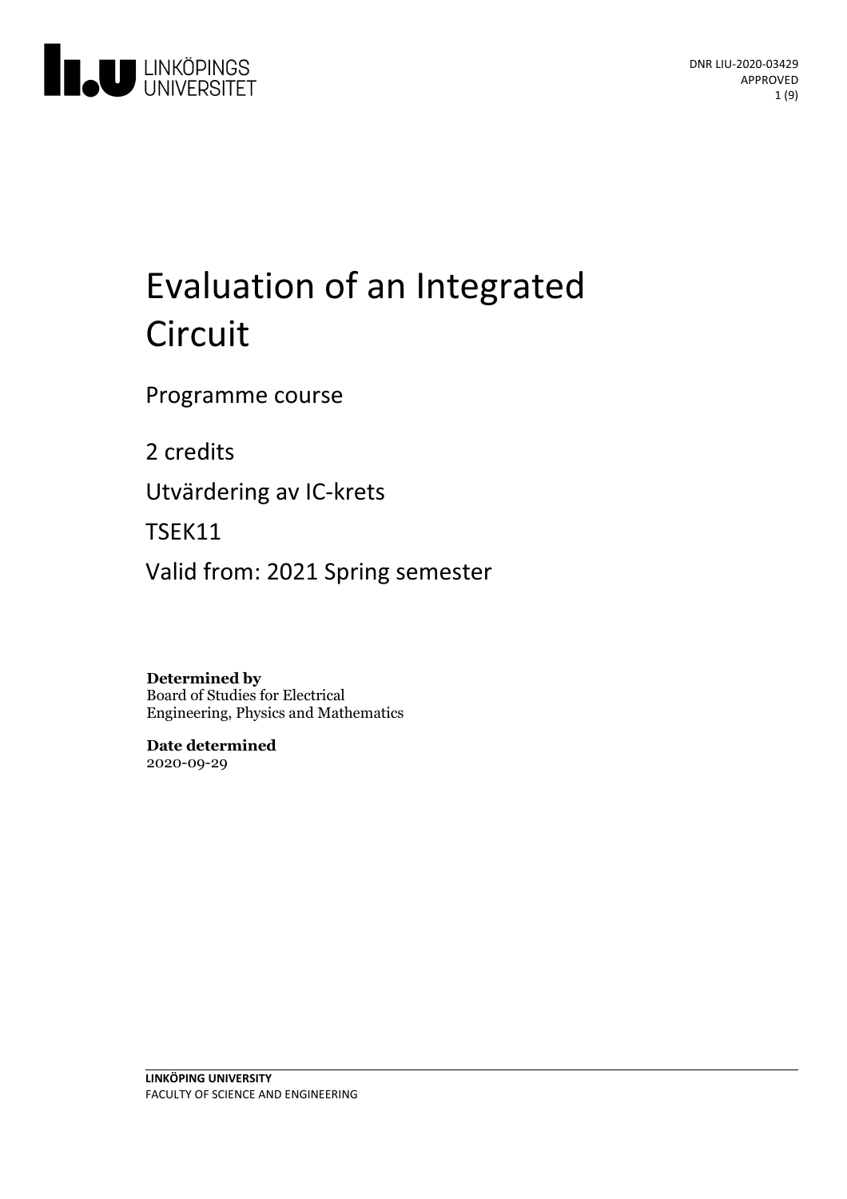DNR LIU-2020-03429
APPROVED

# Evaluation of an Integrated Circuit

Programme course

2 credits

Utvärdering av IC-krets

TSEK11

Valid from: 2021 Spring semester

**Determined by**
Board of Studies for Electrical Engineering, Physics and Mathematics

**Date determined**
2020-09-29

**LINKÖPING UNIVERSITY**
FACULTY OF SCIENCE AND ENGINEERING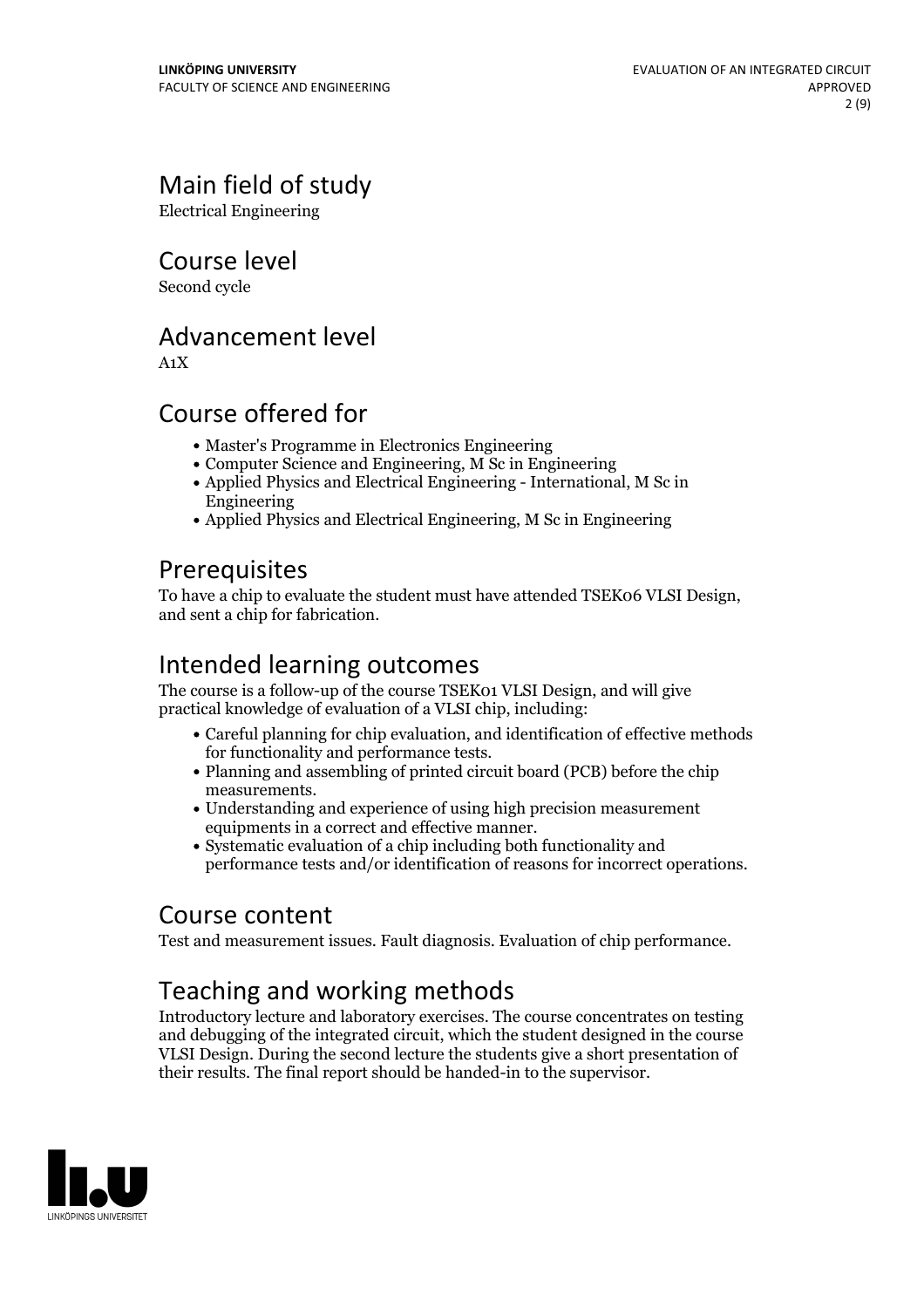## Main field of study

Electrical Engineering

## Course level

Second cycle

## Advancement level

A1X

## Course offered for

- Master's Programme in Electronics Engineering
- Computer Science and Engineering, M Sc in Engineering
- Applied Physics and Electrical Engineering - International, M Sc in Engineering
- Applied Physics and Electrical Engineering, M Sc in Engineering

## Prerequisites

To have a chip to evaluate the student must have attended TSEK06 VLSI Design, and sent a chip for fabrication.

## Intended learning outcomes

The course is a follow-up of the course TSEK01 VLSI Design, and will give practical knowledge of evaluation of a VLSI chip, including:

- Careful planning for chip evaluation, and identification of effective methods for functionality and performance tests.
- Planning and assembling of printed circuit board (PCB) before the chip measurements.
- Understanding and experience of using high precision measurement equipments in a correct and effective manner.
- Systematic evaluation of a chip including both functionality and performance tests and/or identification of reasons for incorrect operations.

## Course content

Test and measurement issues. Fault diagnosis. Evaluation of chip performance.

## Teaching and working methods

Introductory lecture and laboratory exercises. The course concentrates on testing and debugging of the integrated circuit, which the student designed in the course VLSI Design. During the second lecture the students give a short presentation of their results. The final report should be handed-in to the supervisor.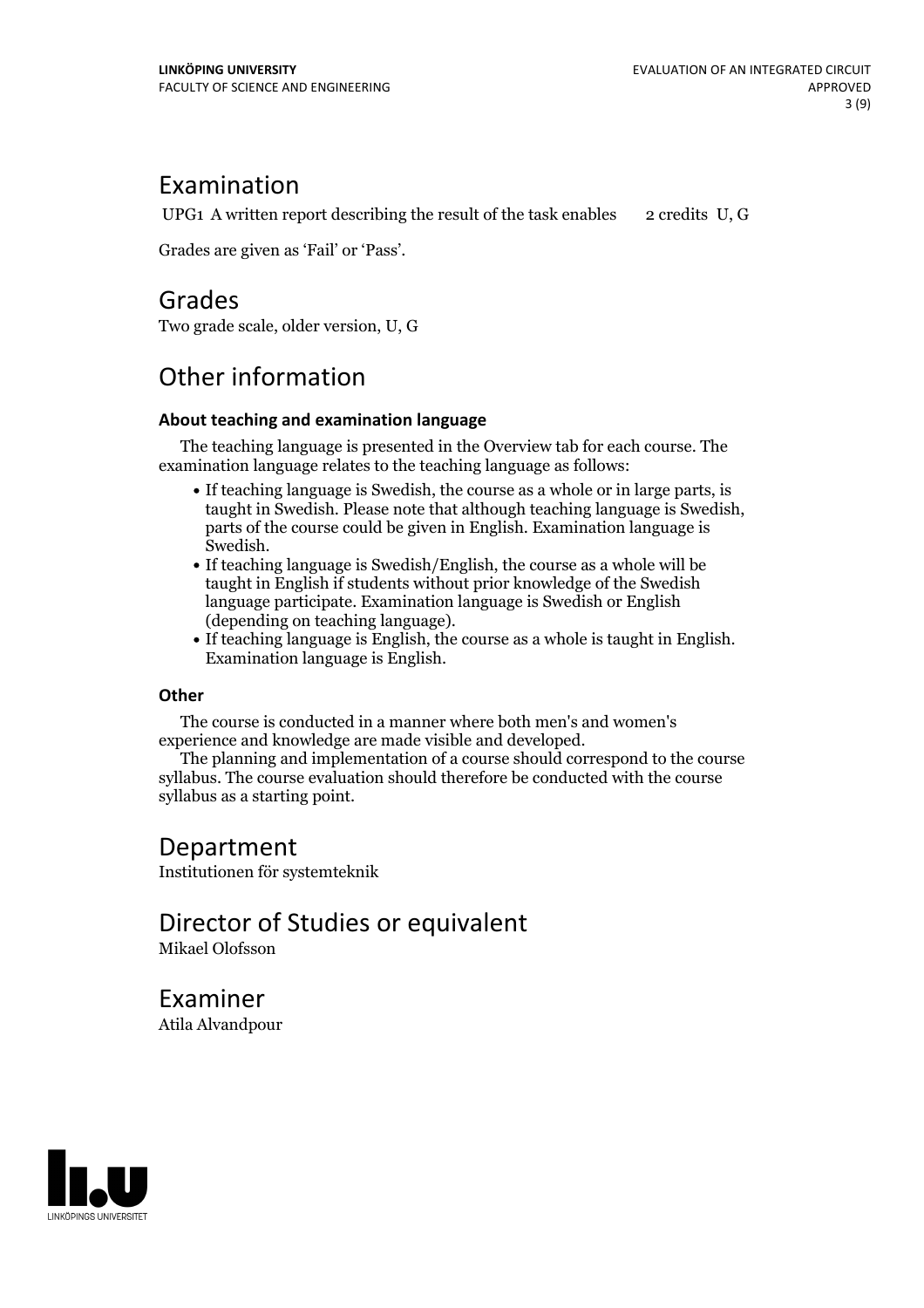## Examination

UPG1 A written report describing the result of the task enables 2 credits U, G

Grades are given as 'Fail' or 'Pass'.

## Grades

Two grade scale, older version, U, G

## Other information

### About teaching and examination language

The teaching language is presented in the Overview tab for each course. The examination language relates to the teaching language as follows:

- If teaching language is Swedish, the course as a whole or in large parts, is taught in Swedish. Please note that although teaching language is Swedish, parts of the course could be given in English. Examination language is Swedish.
- If teaching language is Swedish/English, the course as a whole will be taught in English if students without prior knowledge of the Swedish language participate. Examination language is Swedish or English (depending on teaching language).
- If teaching language is English, the course as a whole is taught in English. Examination language is English.

### Other

The course is conducted in a manner where both men's and women's experience and knowledge are made visible and developed.

The planning and implementation of a course should correspond to the course syllabus. The course evaluation should therefore be conducted with the course syllabus as a starting point.

## Department

Institutionen för systemteknik

## Director of Studies or equivalent

Mikael Olofsson

## Examiner

Atila Alvandpour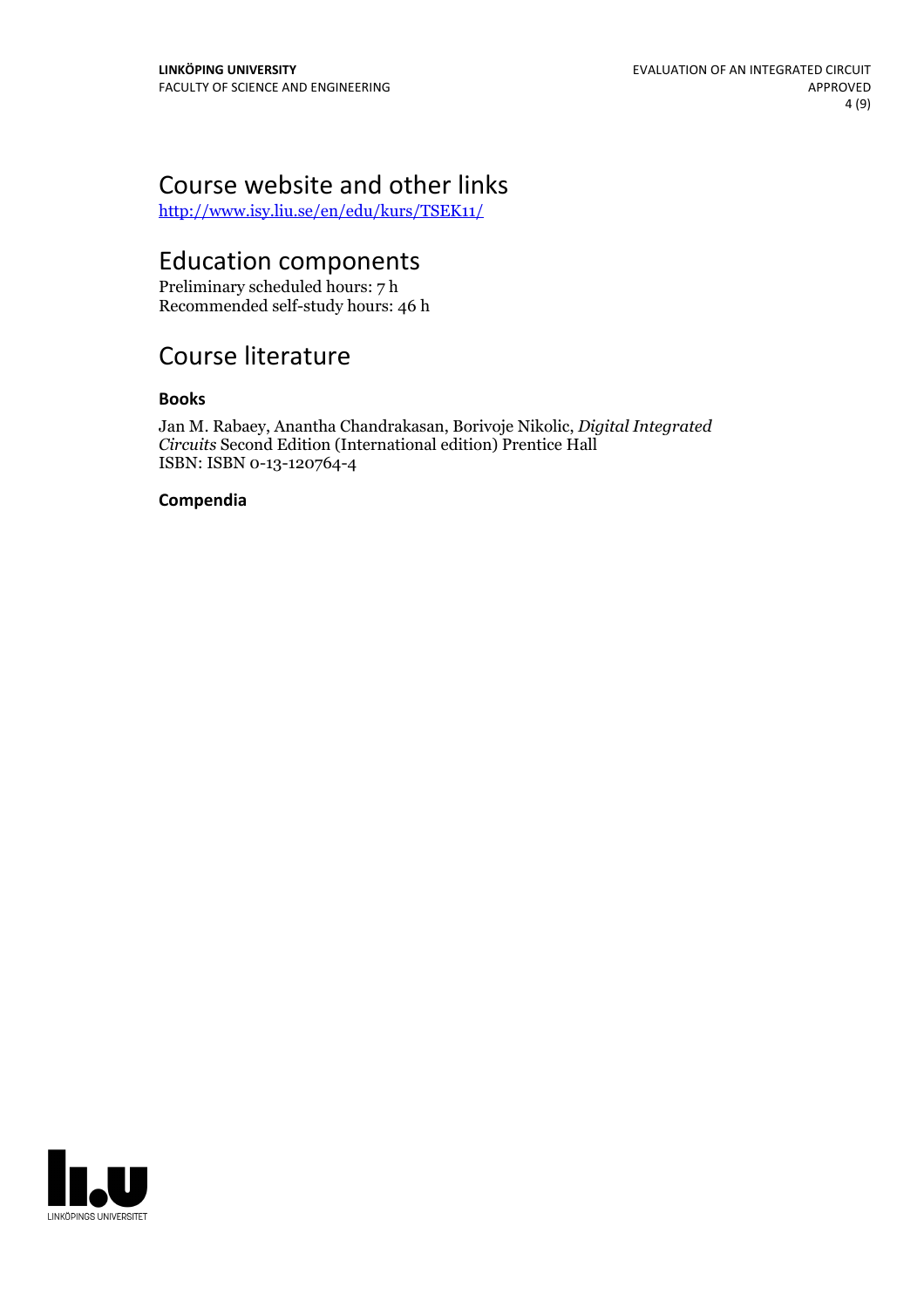# Course website and other links

http://www.isy.liu.se/en/edu/kurs/TSEK11/

# Education components

Preliminary scheduled hours: 7 h
Recommended self-study hours: 46 h

# Course literature

### Books

Jan M. Rabaey, Anantha Chandrakasan, Borivoje Nikolic, *Digital Integrated Circuits* Second Edition (International edition) Prentice Hall
ISBN: ISBN 0-13-120764-4

### Compendia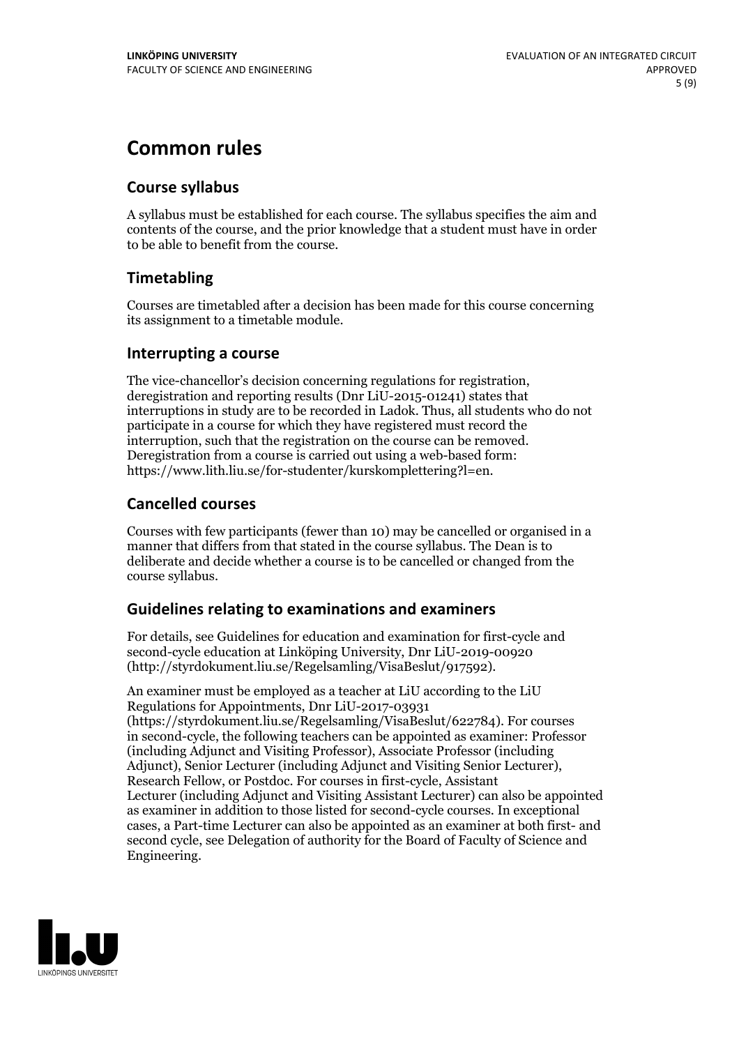# Common rules

## Course syllabus

A syllabus must be established for each course. The syllabus specifies the aim and contents of the course, and the prior knowledge that a student must have in order to be able to benefit from the course.

## Timetabling

Courses are timetabled after a decision has been made for this course concerning its assignment to a timetable module.

## Interrupting a course

The vice-chancellor's decision concerning regulations for registration, deregistration and reporting results (Dnr LiU-2015-01241) states that interruptions in study are to be recorded in Ladok. Thus, all students who do not participate in a course for which they have registered must record the interruption, such that the registration on the course can be removed. Deregistration from a course is carried out using a web-based form: https://www.lith.liu.se/for-studenter/kurskomplettering?l=en.

## Cancelled courses

Courses with few participants (fewer than 10) may be cancelled or organised in a manner that differs from that stated in the course syllabus. The Dean is to deliberate and decide whether a course is to be cancelled or changed from the course syllabus.

## Guidelines relating to examinations and examiners

For details, see Guidelines for education and examination for first-cycle and second-cycle education at Linköping University, Dnr LiU-2019-00920 (http://styrdokument.liu.se/Regelsamling/VisaBeslut/917592).

An examiner must be employed as a teacher at LiU according to the LiU Regulations for Appointments, Dnr LiU-2017-03931 (https://styrdokument.liu.se/Regelsamling/VisaBeslut/622784). For courses in second-cycle, the following teachers can be appointed as examiner: Professor (including Adjunct and Visiting Professor), Associate Professor (including Adjunct), Senior Lecturer (including Adjunct and Visiting Senior Lecturer), Research Fellow, or Postdoc. For courses in first-cycle, Assistant Lecturer (including Adjunct and Visiting Assistant Lecturer) can also be appointed as examiner in addition to those listed for second-cycle courses. In exceptional cases, a Part-time Lecturer can also be appointed as an examiner at both first- and second cycle, see Delegation of authority for the Board of Faculty of Science and Engineering.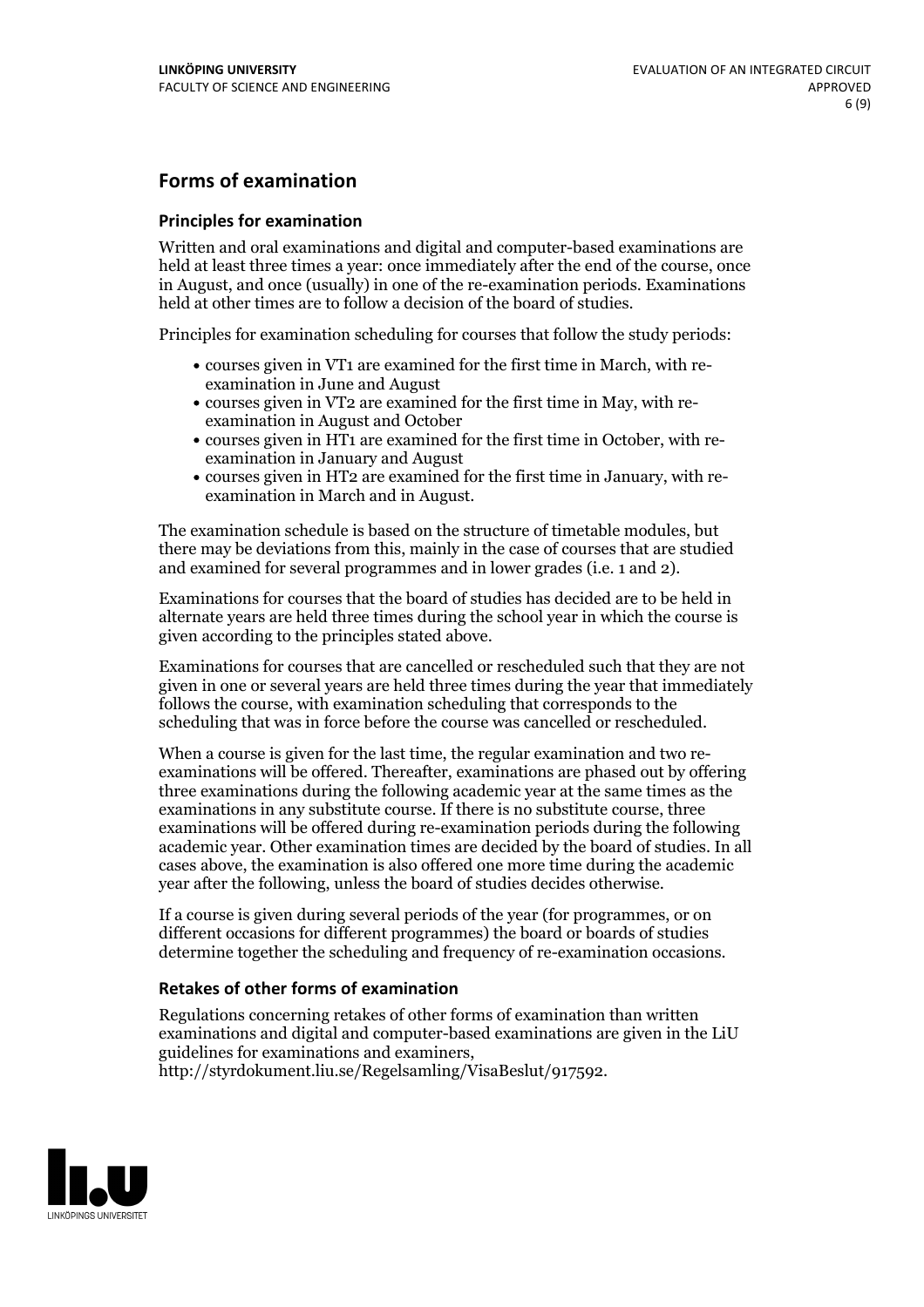## Forms of examination

### Principles for examination

Written and oral examinations and digital and computer-based examinations are held at least three times a year: once immediately after the end of the course, once in August, and once (usually) in one of the re-examination periods. Examinations held at other times are to follow a decision of the board of studies.

Principles for examination scheduling for courses that follow the study periods:

- courses given in VT1 are examined for the first time in March, with re-examination in June and August
- courses given in VT2 are examined for the first time in May, with re-examination in August and October
- courses given in HT1 are examined for the first time in October, with re-examination in January and August
- courses given in HT2 are examined for the first time in January, with re-examination in March and in August.

The examination schedule is based on the structure of timetable modules, but there may be deviations from this, mainly in the case of courses that are studied and examined for several programmes and in lower grades (i.e. 1 and 2).

Examinations for courses that the board of studies has decided are to be held in alternate years are held three times during the school year in which the course is given according to the principles stated above.

Examinations for courses that are cancelled or rescheduled such that they are not given in one or several years are held three times during the year that immediately follows the course, with examination scheduling that corresponds to the scheduling that was in force before the course was cancelled or rescheduled.

When a course is given for the last time, the regular examination and two re-examinations will be offered. Thereafter, examinations are phased out by offering three examinations during the following academic year at the same times as the examinations in any substitute course. If there is no substitute course, three examinations will be offered during re-examination periods during the following academic year. Other examination times are decided by the board of studies. In all cases above, the examination is also offered one more time during the academic year after the following, unless the board of studies decides otherwise.

If a course is given during several periods of the year (for programmes, or on different occasions for different programmes) the board or boards of studies determine together the scheduling and frequency of re-examination occasions.

### Retakes of other forms of examination

Regulations concerning retakes of other forms of examination than written examinations and digital and computer-based examinations are given in the LiU guidelines for examinations and examiners, http://styrdokument.liu.se/Regelsamling/VisaBeslut/917592.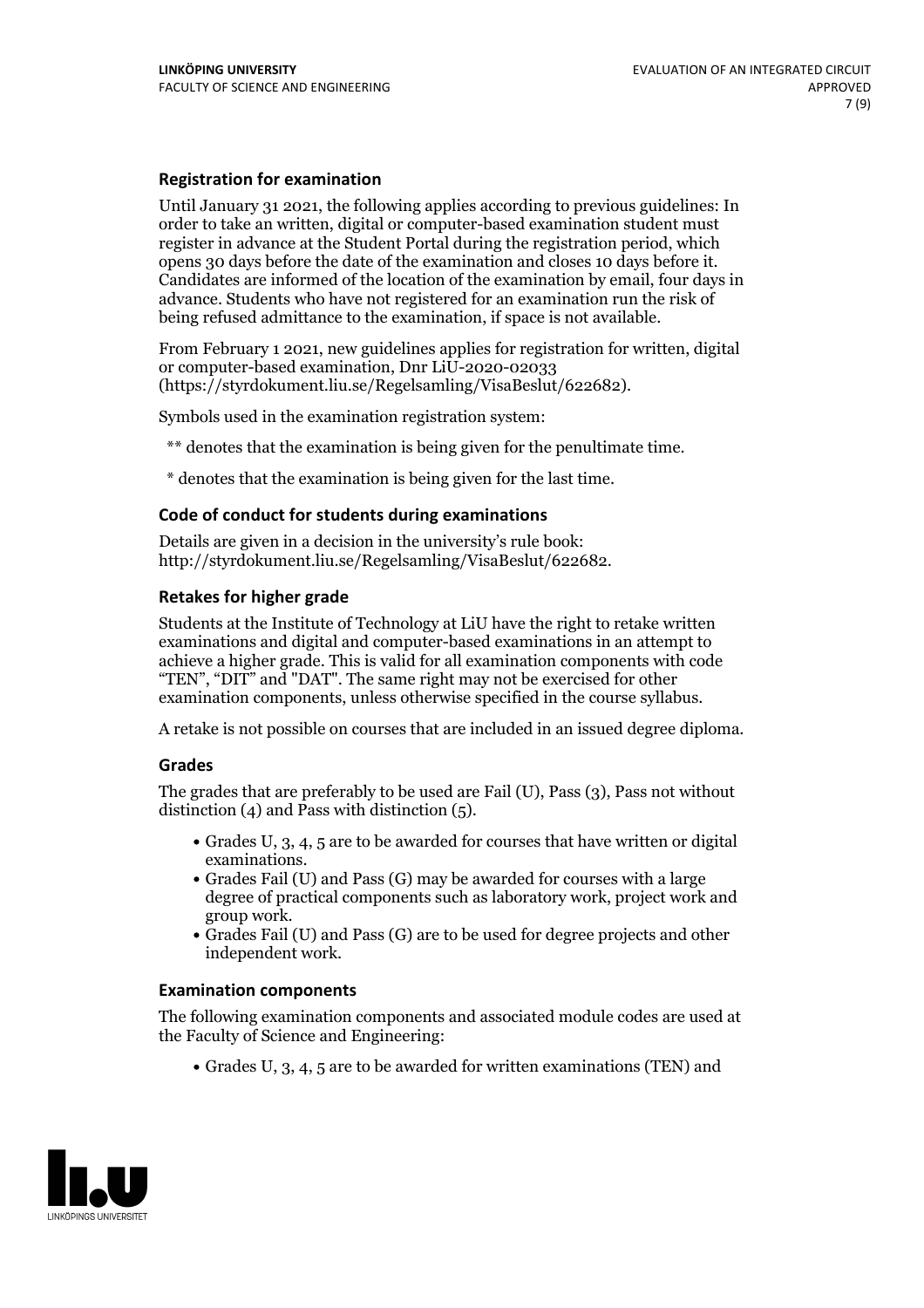### Registration for examination

Until January 31 2021, the following applies according to previous guidelines: In order to take an written, digital or computer-based examination student must register in advance at the Student Portal during the registration period, which opens 30 days before the date of the examination and closes 10 days before it. Candidates are informed of the location of the examination by email, four days in advance. Students who have not registered for an examination run the risk of being refused admittance to the examination, if space is not available.

From February 1 2021, new guidelines applies for registration for written, digital or computer-based examination, Dnr LiU-2020-02033 (https://styrdokument.liu.se/Regelsamling/VisaBeslut/622682).

Symbols used in the examination registration system:

** denotes that the examination is being given for the penultimate time.

* denotes that the examination is being given for the last time.

### Code of conduct for students during examinations

Details are given in a decision in the university's rule book: http://styrdokument.liu.se/Regelsamling/VisaBeslut/622682.

### Retakes for higher grade

Students at the Institute of Technology at LiU have the right to retake written examinations and digital and computer-based examinations in an attempt to achieve a higher grade. This is valid for all examination components with code "TEN", "DIT" and "DAT". The same right may not be exercised for other examination components, unless otherwise specified in the course syllabus.

A retake is not possible on courses that are included in an issued degree diploma.

### Grades

The grades that are preferably to be used are Fail (U), Pass (3), Pass not without distinction (4) and Pass with distinction (5).

- Grades U, 3, 4, 5 are to be awarded for courses that have written or digital examinations.
- Grades Fail (U) and Pass (G) may be awarded for courses with a large degree of practical components such as laboratory work, project work and group work.
- Grades Fail (U) and Pass (G) are to be used for degree projects and other independent work.

### Examination components

The following examination components and associated module codes are used at the Faculty of Science and Engineering:

- Grades U, 3, 4, 5 are to be awarded for written examinations (TEN) and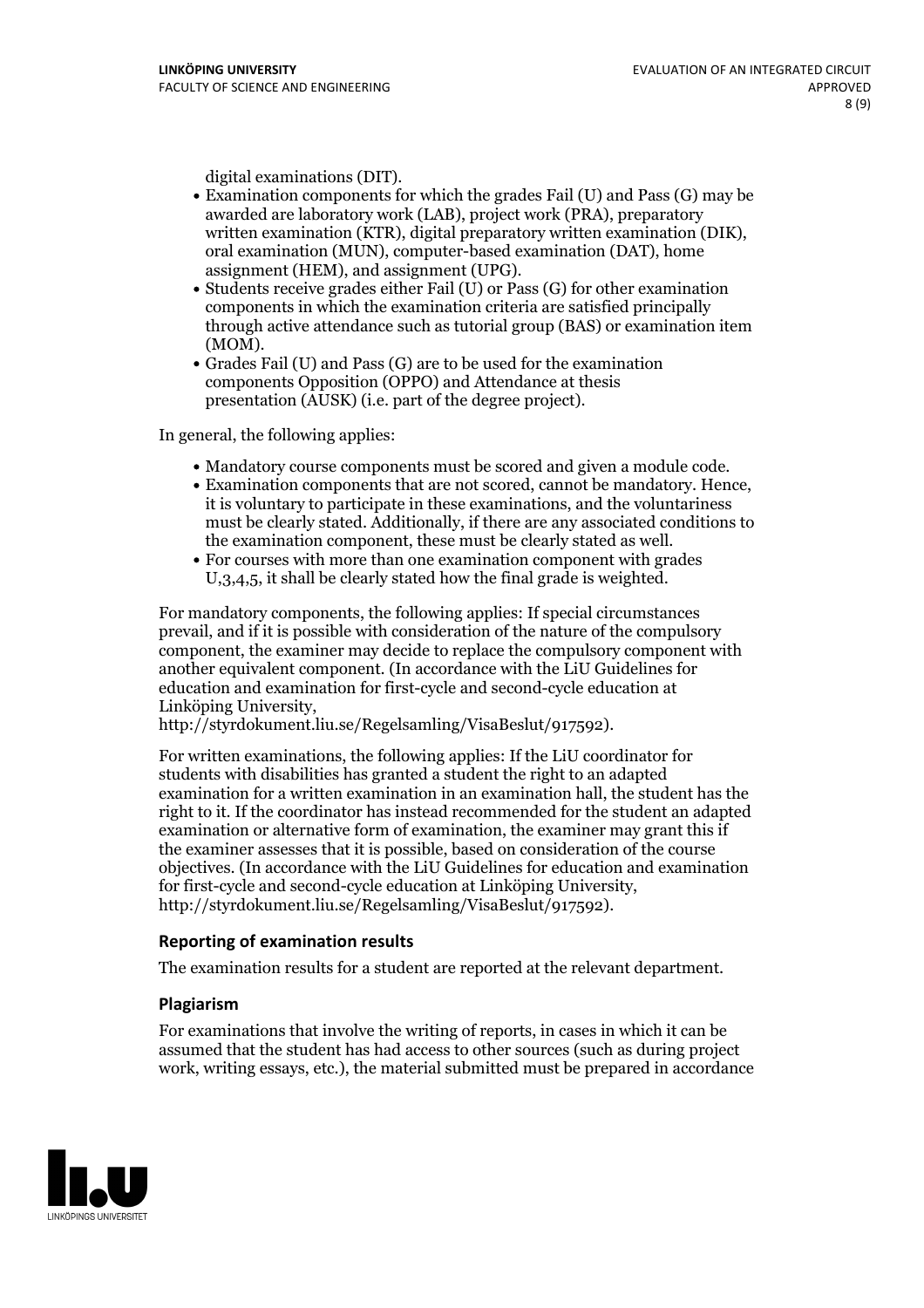digital examinations (DIT).

- Examination components for which the grades Fail (U) and Pass (G) may be awarded are laboratory work (LAB), project work (PRA), preparatory written examination (KTR), digital preparatory written examination (DIK), oral examination (MUN), computer-based examination (DAT), home assignment (HEM), and assignment (UPG).
- Students receive grades either Fail (U) or Pass (G) for other examination components in which the examination criteria are satisfied principally through active attendance such as tutorial group (BAS) or examination item (MOM).
- Grades Fail (U) and Pass (G) are to be used for the examination components Opposition (OPPO) and Attendance at thesis presentation (AUSK) (i.e. part of the degree project).

In general, the following applies:

- Mandatory course components must be scored and given a module code.
- Examination components that are not scored, cannot be mandatory. Hence, it is voluntary to participate in these examinations, and the voluntariness must be clearly stated. Additionally, if there are any associated conditions to the examination component, these must be clearly stated as well.
- For courses with more than one examination component with grades U,3,4,5, it shall be clearly stated how the final grade is weighted.

For mandatory components, the following applies: If special circumstances prevail, and if it is possible with consideration of the nature of the compulsory component, the examiner may decide to replace the compulsory component with another equivalent component. (In accordance with the LiU Guidelines for education and examination for first-cycle and second-cycle education at Linköping University, http://styrdokument.liu.se/Regelsamling/VisaBeslut/917592).

For written examinations, the following applies: If the LiU coordinator for students with disabilities has granted a student the right to an adapted examination for a written examination in an examination hall, the student has the right to it. If the coordinator has instead recommended for the student an adapted examination or alternative form of examination, the examiner may grant this if the examiner assesses that it is possible, based on consideration of the course objectives. (In accordance with the LiU Guidelines for education and examination for first-cycle and second-cycle education at Linköping University, http://styrdokument.liu.se/Regelsamling/VisaBeslut/917592).

### Reporting of examination results

The examination results for a student are reported at the relevant department.

### Plagiarism

For examinations that involve the writing of reports, in cases in which it can be assumed that the student has had access to other sources (such as during project work, writing essays, etc.), the material submitted must be prepared in accordance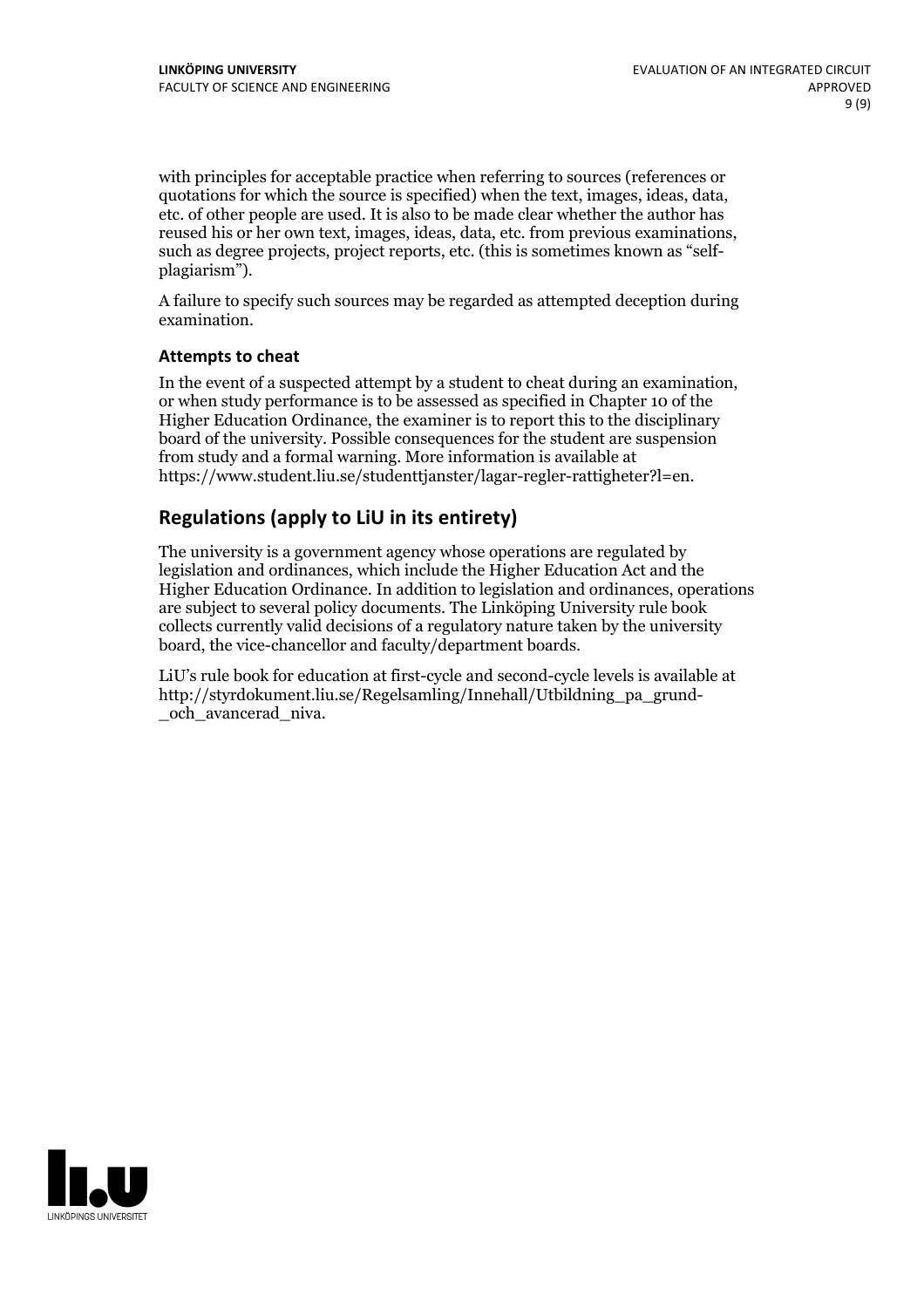with principles for acceptable practice when referring to sources (references or quotations for which the source is specified) when the text, images, ideas, data, etc. of other people are used. It is also to be made clear whether the author has reused his or her own text, images, ideas, data, etc. from previous examinations, such as degree projects, project reports, etc. (this is sometimes known as "self-plagiarism").

A failure to specify such sources may be regarded as attempted deception during examination.

**Attempts to cheat**

In the event of a suspected attempt by a student to cheat during an examination, or when study performance is to be assessed as specified in Chapter 10 of the Higher Education Ordinance, the examiner is to report this to the disciplinary board of the university. Possible consequences for the student are suspension from study and a formal warning. More information is available at https://www.student.liu.se/studenttjanster/lagar-regler-rattigheter?l=en.

## Regulations (apply to LiU in its entirety)

The university is a government agency whose operations are regulated by legislation and ordinances, which include the Higher Education Act and the Higher Education Ordinance. In addition to legislation and ordinances, operations are subject to several policy documents. The Linköping University rule book collects currently valid decisions of a regulatory nature taken by the university board, the vice-chancellor and faculty/department boards.

LiU's rule book for education at first-cycle and second-cycle levels is available at http://styrdokument.liu.se/Regelsamling/Innehall/Utbildning_pa_grund-_och_avancerad_niva.